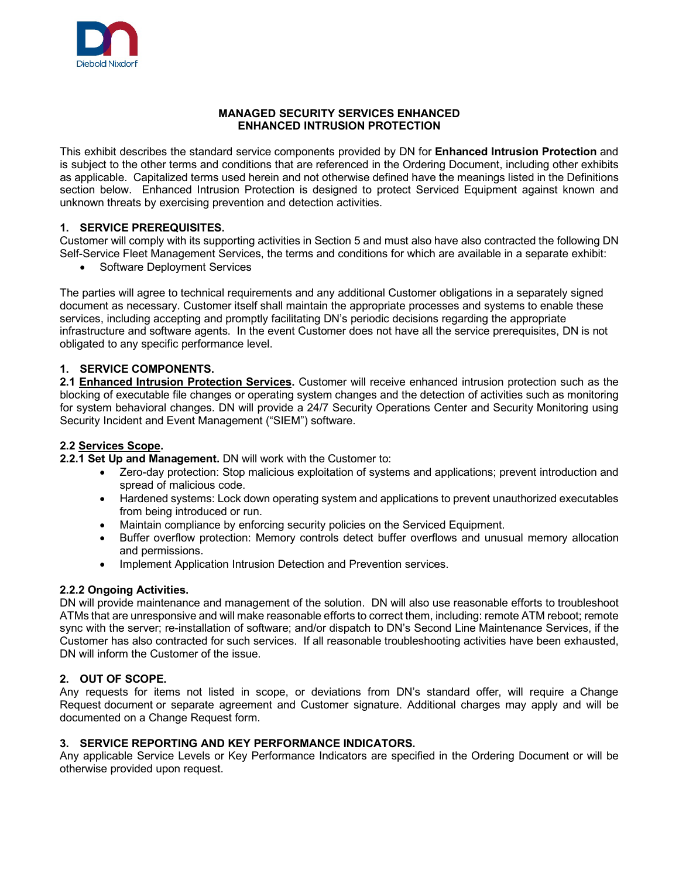# MANAGED SECURITY SERVICES ENHANCED
# ENHANCED INTRUSION PROTECTION

This exhibit describes the standard service components provided by DN for **Enhanced Intrusion Protection** and is subject to the other terms and conditions that are referenced in the Ordering Document, including other exhibits as applicable. Capitalized terms used herein and not otherwise defined have the meanings listed in the Definitions section below. Enhanced Intrusion Protection is designed to protect Serviced Equipment against known and unknown threats by exercising prevention and detection activities.

## 1. SERVICE PREREQUISITES.

Customer will comply with its supporting activities in Section 5 and must also have also contracted the following DN Self-Service Fleet Management Services, the terms and conditions for which are available in a separate exhibit:

- Software Deployment Services

The parties will agree to technical requirements and any additional Customer obligations in a separately signed document as necessary. Customer itself shall maintain the appropriate processes and systems to enable these services, including accepting and promptly facilitating DN's periodic decisions regarding the appropriate infrastructure and software agents. In the event Customer does not have all the service prerequisites, DN is not obligated to any specific performance level.

## 1. SERVICE COMPONENTS.

**2.1 Enhanced Intrusion Protection Services.** Customer will receive enhanced intrusion protection such as the blocking of executable file changes or operating system changes and the detection of activities such as monitoring for system behavioral changes. DN will provide a 24/7 Security Operations Center and Security Monitoring using Security Incident and Event Management ("SIEM") software.

**2.2 Services Scope.**

**2.2.1 Set Up and Management.** DN will work with the Customer to:

- Zero-day protection: Stop malicious exploitation of systems and applications; prevent introduction and spread of malicious code.
- Hardened systems: Lock down operating system and applications to prevent unauthorized executables from being introduced or run.
- Maintain compliance by enforcing security policies on the Serviced Equipment.
- Buffer overflow protection: Memory controls detect buffer overflows and unusual memory allocation and permissions.
- Implement Application Intrusion Detection and Prevention services.

**2.2.2 Ongoing Activities.**

DN will provide maintenance and management of the solution. DN will also use reasonable efforts to troubleshoot ATMs that are unresponsive and will make reasonable efforts to correct them, including: remote ATM reboot; remote sync with the server; re-installation of software; and/or dispatch to DN's Second Line Maintenance Services, if the Customer has also contracted for such services. If all reasonable troubleshooting activities have been exhausted, DN will inform the Customer of the issue.

## 2. OUT OF SCOPE.

Any requests for items not listed in scope, or deviations from DN's standard offer, will require a Change Request document or separate agreement and Customer signature. Additional charges may apply and will be documented on a Change Request form.

## 3. SERVICE REPORTING AND KEY PERFORMANCE INDICATORS.

Any applicable Service Levels or Key Performance Indicators are specified in the Ordering Document or will be otherwise provided upon request.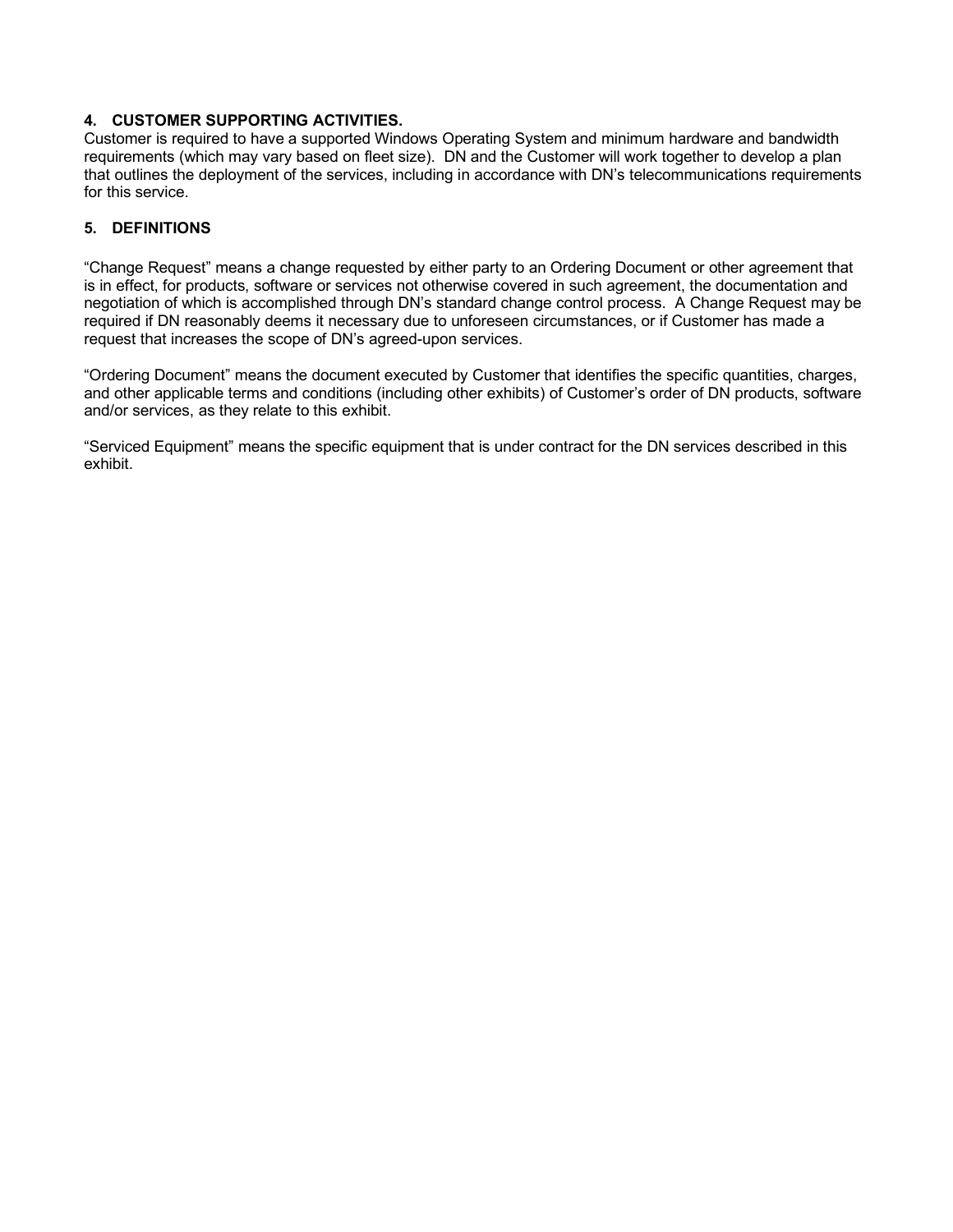## 4. CUSTOMER SUPPORTING ACTIVITIES.

Customer is required to have a supported Windows Operating System and minimum hardware and bandwidth requirements (which may vary based on fleet size). DN and the Customer will work together to develop a plan that outlines the deployment of the services, including in accordance with DN's telecommunications requirements for this service.

## 5. DEFINITIONS

"Change Request" means a change requested by either party to an Ordering Document or other agreement that is in effect, for products, software or services not otherwise covered in such agreement, the documentation and negotiation of which is accomplished through DN's standard change control process. A Change Request may be required if DN reasonably deems it necessary due to unforeseen circumstances, or if Customer has made a request that increases the scope of DN's agreed-upon services.

"Ordering Document" means the document executed by Customer that identifies the specific quantities, charges, and other applicable terms and conditions (including other exhibits) of Customer's order of DN products, software and/or services, as they relate to this exhibit.

"Serviced Equipment" means the specific equipment that is under contract for the DN services described in this exhibit.